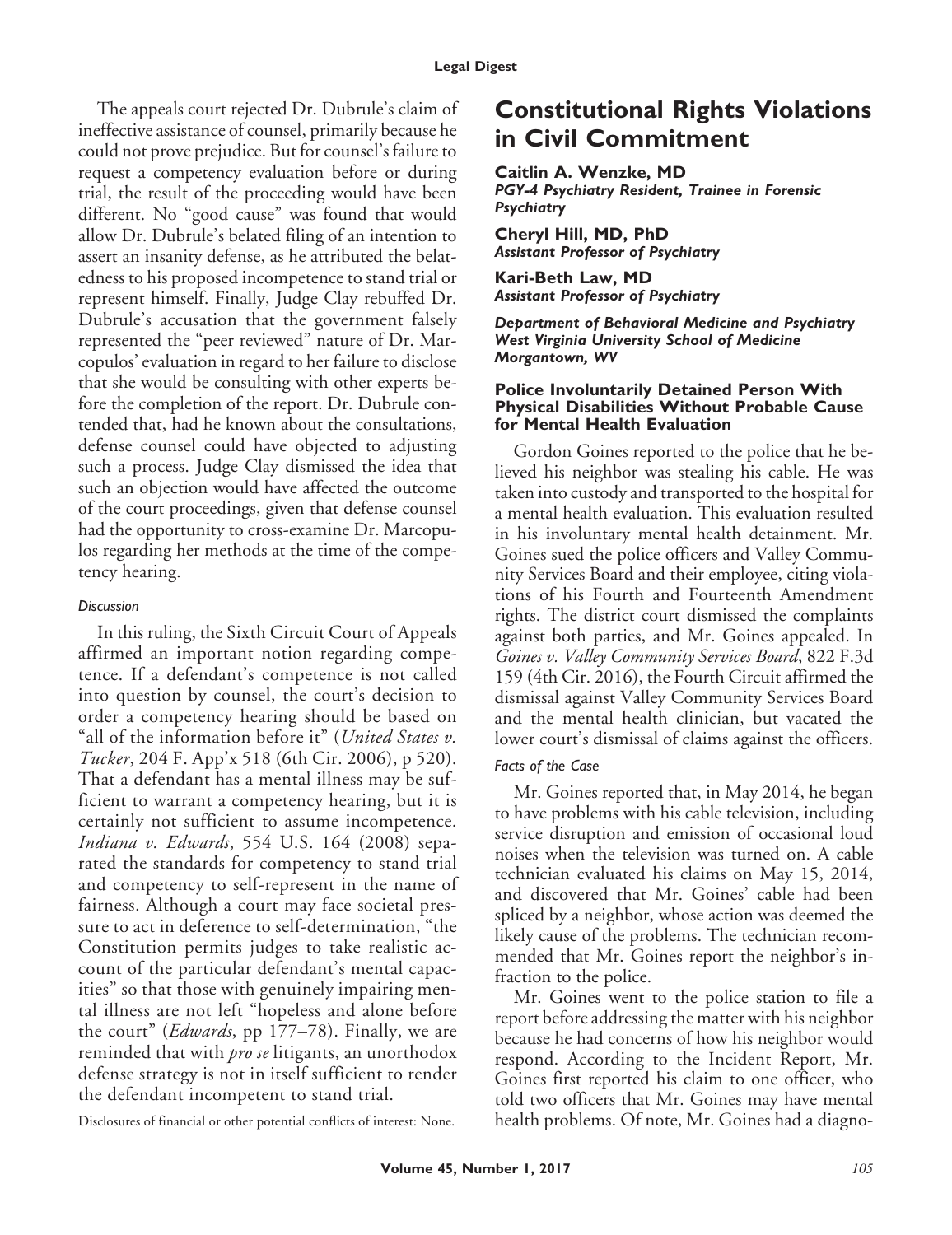The appeals court rejected Dr. Dubrule's claim of ineffective assistance of counsel, primarily because he could not prove prejudice. But for counsel's failure to request a competency evaluation before or during trial, the result of the proceeding would have been different. No "good cause" was found that would allow Dr. Dubrule's belated filing of an intention to assert an insanity defense, as he attributed the belatedness to his proposed incompetence to stand trial or represent himself. Finally, Judge Clay rebuffed Dr. Dubrule's accusation that the government falsely represented the "peer reviewed" nature of Dr. Marcopulos' evaluation in regard to her failure to disclose that she would be consulting with other experts before the completion of the report. Dr. Dubrule contended that, had he known about the consultations, defense counsel could have objected to adjusting such a process. Judge Clay dismissed the idea that such an objection would have affected the outcome of the court proceedings, given that defense counsel had the opportunity to cross-examine Dr. Marcopulos regarding her methods at the time of the competency hearing.

#### *Discussion*

In this ruling, the Sixth Circuit Court of Appeals affirmed an important notion regarding competence. If a defendant's competence is not called into question by counsel, the court's decision to order a competency hearing should be based on "all of the information before it" (*United States v. Tucker*, 204 F. App'x 518 (6th Cir. 2006), p 520). That a defendant has a mental illness may be sufficient to warrant a competency hearing, but it is certainly not sufficient to assume incompetence. *Indiana v. Edwards*, 554 U.S. 164 (2008) separated the standards for competency to stand trial and competency to self-represent in the name of fairness. Although a court may face societal pressure to act in deference to self-determination, "the Constitution permits judges to take realistic account of the particular defendant's mental capacities" so that those with genuinely impairing mental illness are not left "hopeless and alone before the court" (*Edwards*, pp 177–78). Finally, we are reminded that with *pro se* litigants, an unorthodox defense strategy is not in itself sufficient to render the defendant incompetent to stand trial.

Disclosures of financial or other potential conflicts of interest: None.

## Constitutional Rights Violations in Civil Commitment

**Caitlin A. Wenzke, MD**
***PGY-4 Psychiatry Resident, Trainee in Forensic Psychiatry***

**Cheryl Hill, MD, PhD**
***Assistant Professor of Psychiatry***

**Kari-Beth Law, MD**
***Assistant Professor of Psychiatry***

***Department of Behavioral Medicine and Psychiatry***
***West Virginia University School of Medicine***
***Morgantown, WV***

### Police Involuntarily Detained Person With Physical Disabilities Without Probable Cause for Mental Health Evaluation

Gordon Goines reported to the police that he believed his neighbor was stealing his cable. He was taken into custody and transported to the hospital for a mental health evaluation. This evaluation resulted in his involuntary mental health detainment. Mr. Goines sued the police officers and Valley Community Services Board and their employee, citing violations of his Fourth and Fourteenth Amendment rights. The district court dismissed the complaints against both parties, and Mr. Goines appealed. In *Goines v. Valley Community Services Board*, 822 F.3d 159 (4th Cir. 2016), the Fourth Circuit affirmed the dismissal against Valley Community Services Board and the mental health clinician, but vacated the lower court's dismissal of claims against the officers.

#### *Facts of the Case*

Mr. Goines reported that, in May 2014, he began to have problems with his cable television, including service disruption and emission of occasional loud noises when the television was turned on. A cable technician evaluated his claims on May 15, 2014, and discovered that Mr. Goines' cable had been spliced by a neighbor, whose action was deemed the likely cause of the problems. The technician recommended that Mr. Goines report the neighbor's infraction to the police.

Mr. Goines went to the police station to file a report before addressing the matter with his neighbor because he had concerns of how his neighbor would respond. According to the Incident Report, Mr. Goines first reported his claim to one officer, who told two officers that Mr. Goines may have mental health problems. Of note, Mr. Goines had a diagno-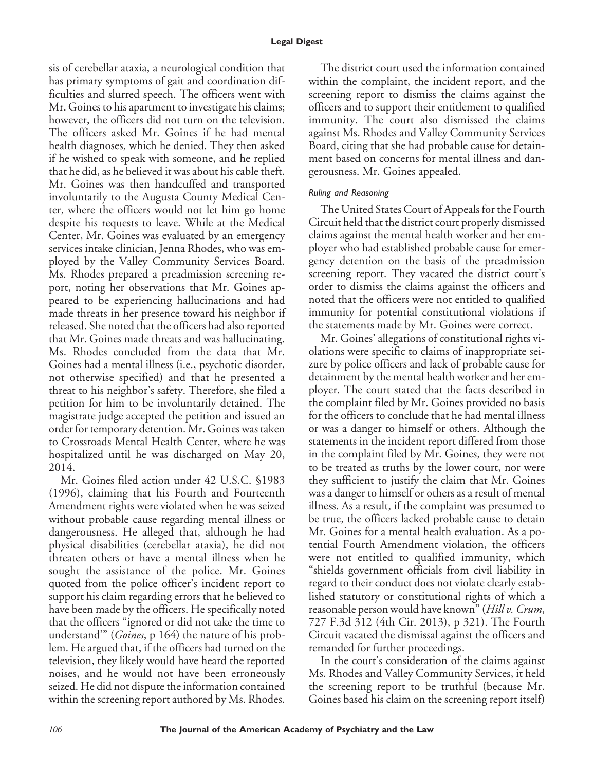sis of cerebellar ataxia, a neurological condition that has primary symptoms of gait and coordination difficulties and slurred speech. The officers went with Mr. Goines to his apartment to investigate his claims; however, the officers did not turn on the television. The officers asked Mr. Goines if he had mental health diagnoses, which he denied. They then asked if he wished to speak with someone, and he replied that he did, as he believed it was about his cable theft. Mr. Goines was then handcuffed and transported involuntarily to the Augusta County Medical Center, where the officers would not let him go home despite his requests to leave. While at the Medical Center, Mr. Goines was evaluated by an emergency services intake clinician, Jenna Rhodes, who was employed by the Valley Community Services Board. Ms. Rhodes prepared a preadmission screening report, noting her observations that Mr. Goines appeared to be experiencing hallucinations and had made threats in her presence toward his neighbor if released. She noted that the officers had also reported that Mr. Goines made threats and was hallucinating. Ms. Rhodes concluded from the data that Mr. Goines had a mental illness (i.e., psychotic disorder, not otherwise specified) and that he presented a threat to his neighbor's safety. Therefore, she filed a petition for him to be involuntarily detained. The magistrate judge accepted the petition and issued an order for temporary detention. Mr. Goines was taken to Crossroads Mental Health Center, where he was hospitalized until he was discharged on May 20, 2014.

Mr. Goines filed action under 42 U.S.C. §1983 (1996), claiming that his Fourth and Fourteenth Amendment rights were violated when he was seized without probable cause regarding mental illness or dangerousness. He alleged that, although he had physical disabilities (cerebellar ataxia), he did not threaten others or have a mental illness when he sought the assistance of the police. Mr. Goines quoted from the police officer's incident report to support his claim regarding errors that he believed to have been made by the officers. He specifically noted that the officers "ignored or did not take the time to understand'" (*Goines*, p 164) the nature of his problem. He argued that, if the officers had turned on the television, they likely would have heard the reported noises, and he would not have been erroneously seized. He did not dispute the information contained within the screening report authored by Ms. Rhodes.

The district court used the information contained within the complaint, the incident report, and the screening report to dismiss the claims against the officers and to support their entitlement to qualified immunity. The court also dismissed the claims against Ms. Rhodes and Valley Community Services Board, citing that she had probable cause for detainment based on concerns for mental illness and dangerousness. Mr. Goines appealed.

### *Ruling and Reasoning*

The United States Court of Appeals for the Fourth Circuit held that the district court properly dismissed claims against the mental health worker and her employer who had established probable cause for emergency detention on the basis of the preadmission screening report. They vacated the district court's order to dismiss the claims against the officers and noted that the officers were not entitled to qualified immunity for potential constitutional violations if the statements made by Mr. Goines were correct.

Mr. Goines' allegations of constitutional rights violations were specific to claims of inappropriate seizure by police officers and lack of probable cause for detainment by the mental health worker and her employer. The court stated that the facts described in the complaint filed by Mr. Goines provided no basis for the officers to conclude that he had mental illness or was a danger to himself or others. Although the statements in the incident report differed from those in the complaint filed by Mr. Goines, they were not to be treated as truths by the lower court, nor were they sufficient to justify the claim that Mr. Goines was a danger to himself or others as a result of mental illness. As a result, if the complaint was presumed to be true, the officers lacked probable cause to detain Mr. Goines for a mental health evaluation. As a potential Fourth Amendment violation, the officers were not entitled to qualified immunity, which "shields government officials from civil liability in regard to their conduct does not violate clearly established statutory or constitutional rights of which a reasonable person would have known" (*Hill v. Crum*, 727 F.3d 312 (4th Cir. 2013), p 321). The Fourth Circuit vacated the dismissal against the officers and remanded for further proceedings.

In the court's consideration of the claims against Ms. Rhodes and Valley Community Services, it held the screening report to be truthful (because Mr. Goines based his claim on the screening report itself)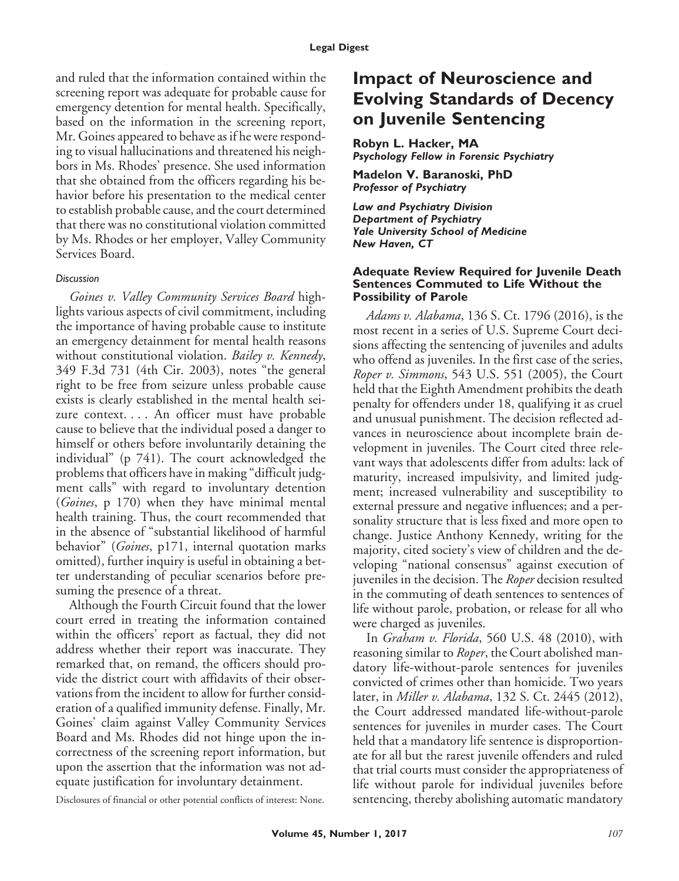and ruled that the information contained within the screening report was adequate for probable cause for emergency detention for mental health. Specifically, based on the information in the screening report, Mr. Goines appeared to behave as if he were responding to visual hallucinations and threatened his neighbors in Ms. Rhodes' presence. She used information that she obtained from the officers regarding his behavior before his presentation to the medical center to establish probable cause, and the court determined that there was no constitutional violation committed by Ms. Rhodes or her employer, Valley Community Services Board.

#### *Discussion*

*Goines v. Valley Community Services Board* highlights various aspects of civil commitment, including the importance of having probable cause to institute an emergency detainment for mental health reasons without constitutional violation. *Bailey v. Kennedy*, 349 F.3d 731 (4th Cir. 2003), notes "the general right to be free from seizure unless probable cause exists is clearly established in the mental health seizure context. . . . An officer must have probable cause to believe that the individual posed a danger to himself or others before involuntarily detaining the individual" (p 741). The court acknowledged the problems that officers have in making "difficult judgment calls" with regard to involuntary detention (*Goines*, p 170) when they have minimal mental health training. Thus, the court recommended that in the absence of "substantial likelihood of harmful behavior" (*Goines*, p171, internal quotation marks omitted), further inquiry is useful in obtaining a better understanding of peculiar scenarios before presuming the presence of a threat.

Although the Fourth Circuit found that the lower court erred in treating the information contained within the officers' report as factual, they did not address whether their report was inaccurate. They remarked that, on remand, the officers should provide the district court with affidavits of their observations from the incident to allow for further consideration of a qualified immunity defense. Finally, Mr. Goines' claim against Valley Community Services Board and Ms. Rhodes did not hinge upon the incorrectness of the screening report information, but upon the assertion that the information was not adequate justification for involuntary detainment.

Disclosures of financial or other potential conflicts of interest: None.

## Impact of Neuroscience and Evolving Standards of Decency on Juvenile Sentencing

**Robyn L. Hacker, MA**
***Psychology Fellow in Forensic Psychiatry***

**Madelon V. Baranoski, PhD**
***Professor of Psychiatry***

***Law and Psychiatry Division***
***Department of Psychiatry***
***Yale University School of Medicine***
***New Haven, CT***

### Adequate Review Required for Juvenile Death Sentences Commuted to Life Without the Possibility of Parole

*Adams v. Alabama*, 136 S. Ct. 1796 (2016), is the most recent in a series of U.S. Supreme Court decisions affecting the sentencing of juveniles and adults who offend as juveniles. In the first case of the series, *Roper v. Simmons*, 543 U.S. 551 (2005), the Court held that the Eighth Amendment prohibits the death penalty for offenders under 18, qualifying it as cruel and unusual punishment. The decision reflected advances in neuroscience about incomplete brain development in juveniles. The Court cited three relevant ways that adolescents differ from adults: lack of maturity, increased impulsivity, and limited judgment; increased vulnerability and susceptibility to external pressure and negative influences; and a personality structure that is less fixed and more open to change. Justice Anthony Kennedy, writing for the majority, cited society's view of children and the developing "national consensus" against execution of juveniles in the decision. The *Roper* decision resulted in the commuting of death sentences to sentences of life without parole, probation, or release for all who were charged as juveniles.

In *Graham v. Florida*, 560 U.S. 48 (2010), with reasoning similar to *Roper*, the Court abolished mandatory life-without-parole sentences for juveniles convicted of crimes other than homicide. Two years later, in *Miller v. Alabama*, 132 S. Ct. 2445 (2012), the Court addressed mandated life-without-parole sentences for juveniles in murder cases. The Court held that a mandatory life sentence is disproportionate for all but the rarest juvenile offenders and ruled that trial courts must consider the appropriateness of life without parole for individual juveniles before sentencing, thereby abolishing automatic mandatory